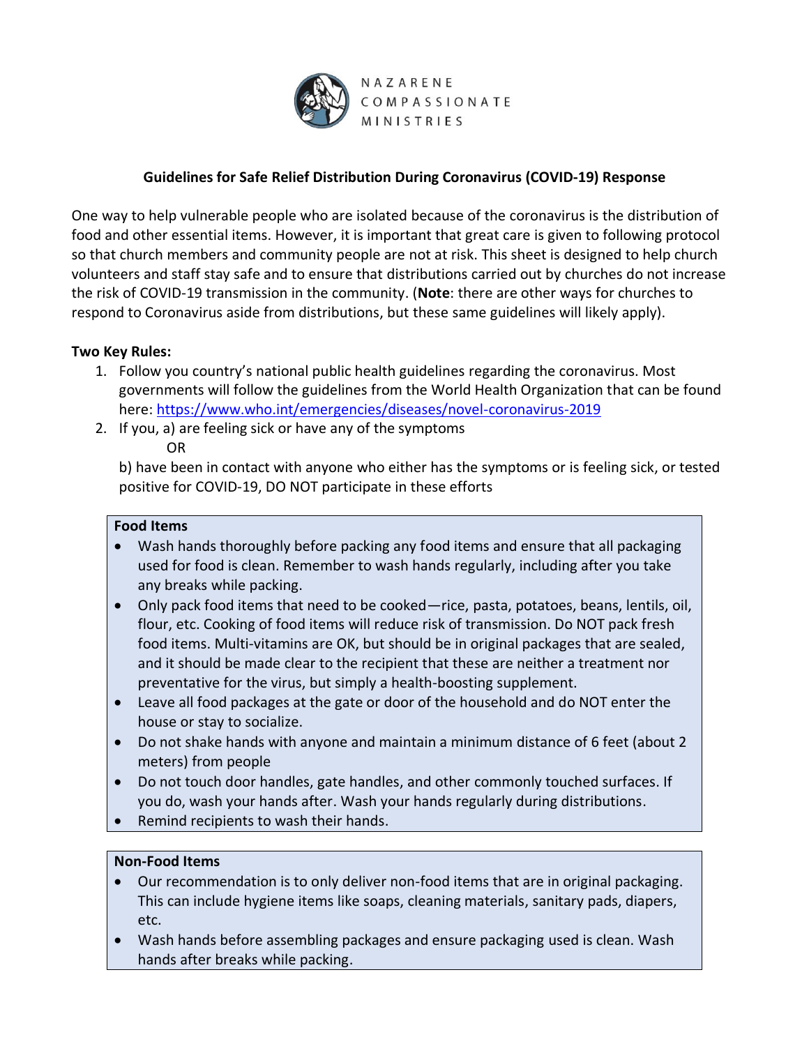NAZARENE COMPASSIONATE MINISTRIES

**Guidelines for Safe Relief Distribution During Coronavirus (COVID-19) Response**

One way to help vulnerable people who are isolated because of the coronavirus is the distribution of food and other essential items. However, it is important that great care is given to following protocol so that church members and community people are not at risk. This sheet is designed to help church volunteers and staff stay safe and to ensure that distributions carried out by churches do not increase the risk of COVID-19 transmission in the community. (**Note**: there are other ways for churches to respond to Coronavirus aside from distributions, but these same guidelines will likely apply).

**Two Key Rules:**

1. Follow you country's national public health guidelines regarding the coronavirus. Most governments will follow the guidelines from the World Health Organization that can be found here: https://www.who.int/emergencies/diseases/novel-coronavirus-2019
2. If you, a) are feeling sick or have any of the symptoms

   OR

   b) have been in contact with anyone who either has the symptoms or is feeling sick, or tested positive for COVID-19, DO NOT participate in these efforts

**Food Items**

- Wash hands thoroughly before packing any food items and ensure that all packaging used for food is clean. Remember to wash hands regularly, including after you take any breaks while packing.
- Only pack food items that need to be cooked—rice, pasta, potatoes, beans, lentils, oil, flour, etc. Cooking of food items will reduce risk of transmission. Do NOT pack fresh food items. Multi-vitamins are OK, but should be in original packages that are sealed, and it should be made clear to the recipient that these are neither a treatment nor preventative for the virus, but simply a health-boosting supplement.
- Leave all food packages at the gate or door of the household and do NOT enter the house or stay to socialize.
- Do not shake hands with anyone and maintain a minimum distance of 6 feet (about 2 meters) from people
- Do not touch door handles, gate handles, and other commonly touched surfaces. If you do, wash your hands after. Wash your hands regularly during distributions.
- Remind recipients to wash their hands.

**Non-Food Items**

- Our recommendation is to only deliver non-food items that are in original packaging. This can include hygiene items like soaps, cleaning materials, sanitary pads, diapers, etc.
- Wash hands before assembling packages and ensure packaging used is clean. Wash hands after breaks while packing.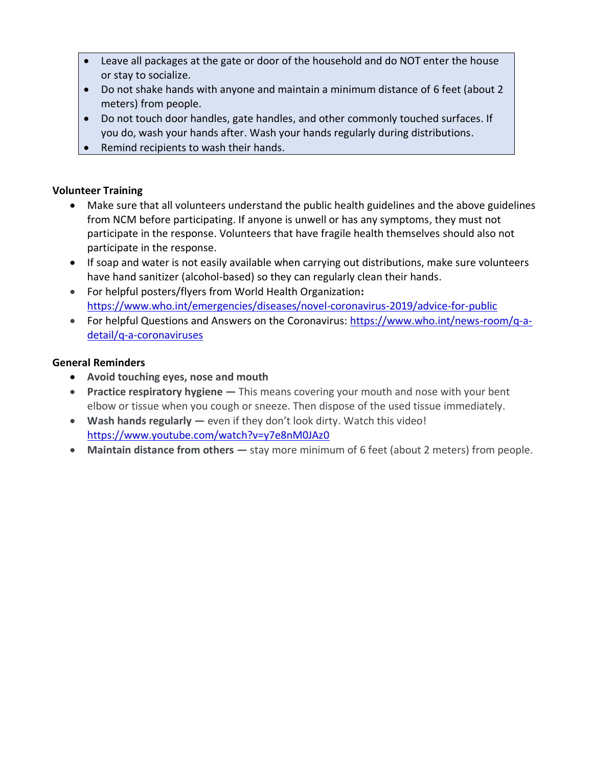- Leave all packages at the gate or door of the household and do NOT enter the house or stay to socialize.
- Do not shake hands with anyone and maintain a minimum distance of 6 feet (about 2 meters) from people.
- Do not touch door handles, gate handles, and other commonly touched surfaces. If you do, wash your hands after. Wash your hands regularly during distributions.
- Remind recipients to wash their hands.

**Volunteer Training**

- Make sure that all volunteers understand the public health guidelines and the above guidelines from NCM before participating. If anyone is unwell or has any symptoms, they must not participate in the response. Volunteers that have fragile health themselves should also not participate in the response.
- If soap and water is not easily available when carrying out distributions, make sure volunteers have hand sanitizer (alcohol-based) so they can regularly clean their hands.
- For helpful posters/flyers from World Health Organization**:** https://www.who.int/emergencies/diseases/novel-coronavirus-2019/advice-for-public
- For helpful Questions and Answers on the Coronavirus: https://www.who.int/news-room/q-a-detail/q-a-coronaviruses

**General Reminders**

- **Avoid touching eyes, nose and mouth**
- **Practice respiratory hygiene —** This means covering your mouth and nose with your bent elbow or tissue when you cough or sneeze. Then dispose of the used tissue immediately.
- **Wash hands regularly —** even if they don't look dirty. Watch this video! https://www.youtube.com/watch?v=y7e8nM0JAz0
- **Maintain distance from others —** stay more minimum of 6 feet (about 2 meters) from people.